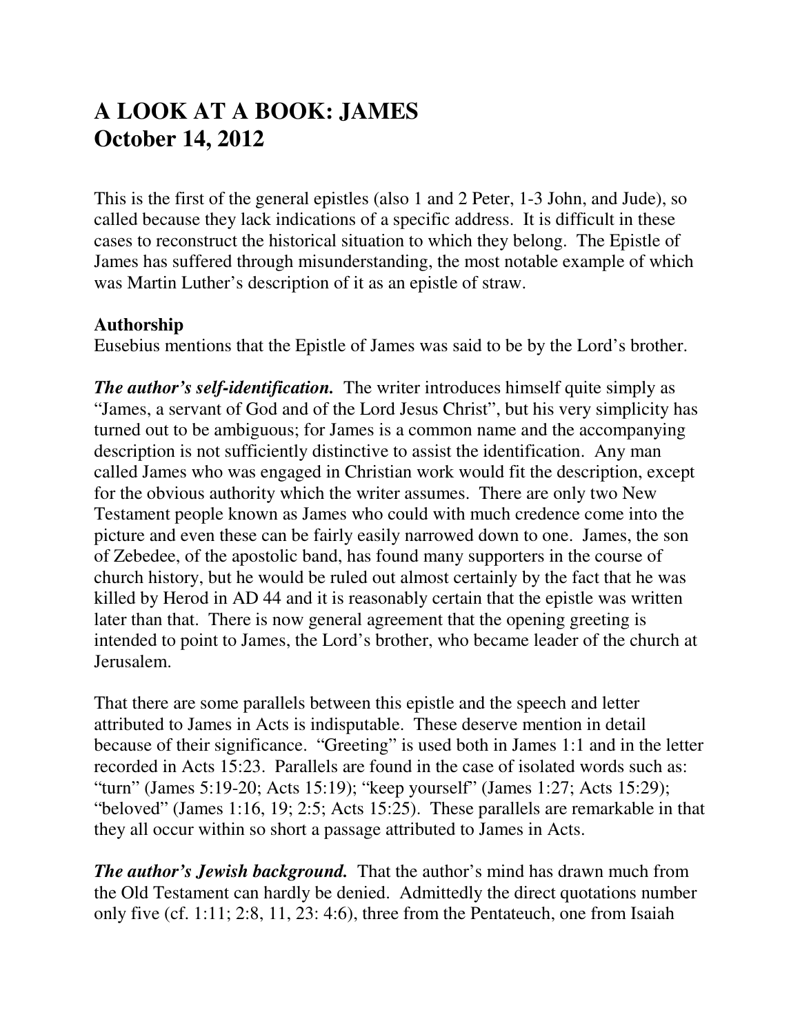# A LOOK AT A BOOK: JAMES
# October 14, 2012

This is the first of the general epistles (also 1 and 2 Peter, 1-3 John, and Jude), so called because they lack indications of a specific address. It is difficult in these cases to reconstruct the historical situation to which they belong. The Epistle of James has suffered through misunderstanding, the most notable example of which was Martin Luther's description of it as an epistle of straw.

**Authorship**
Eusebius mentions that the Epistle of James was said to be by the Lord's brother.

***The author's self-identification.*** The writer introduces himself quite simply as "James, a servant of God and of the Lord Jesus Christ", but his very simplicity has turned out to be ambiguous; for James is a common name and the accompanying description is not sufficiently distinctive to assist the identification. Any man called James who was engaged in Christian work would fit the description, except for the obvious authority which the writer assumes. There are only two New Testament people known as James who could with much credence come into the picture and even these can be fairly easily narrowed down to one. James, the son of Zebedee, of the apostolic band, has found many supporters in the course of church history, but he would be ruled out almost certainly by the fact that he was killed by Herod in AD 44 and it is reasonably certain that the epistle was written later than that. There is now general agreement that the opening greeting is intended to point to James, the Lord's brother, who became leader of the church at Jerusalem.

That there are some parallels between this epistle and the speech and letter attributed to James in Acts is indisputable. These deserve mention in detail because of their significance. "Greeting" is used both in James 1:1 and in the letter recorded in Acts 15:23. Parallels are found in the case of isolated words such as: "turn" (James 5:19-20; Acts 15:19); "keep yourself" (James 1:27; Acts 15:29); "beloved" (James 1:16, 19; 2:5; Acts 15:25). These parallels are remarkable in that they all occur within so short a passage attributed to James in Acts.

***The author's Jewish background.*** That the author's mind has drawn much from the Old Testament can hardly be denied. Admittedly the direct quotations number only five (cf. 1:11; 2:8, 11, 23: 4:6), three from the Pentateuch, one from Isaiah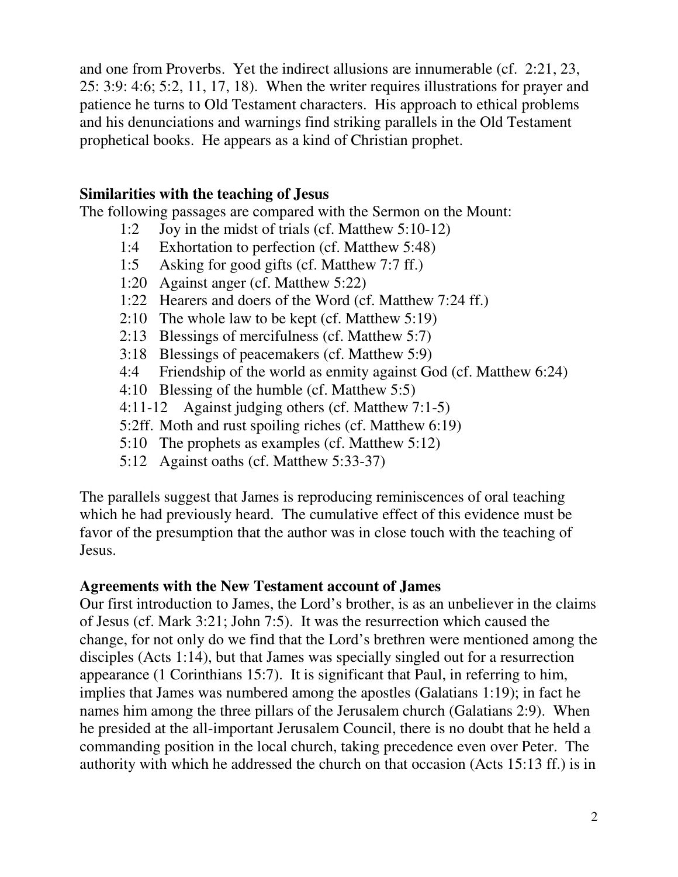and one from Proverbs. Yet the indirect allusions are innumerable (cf. 2:21, 23, 25: 3:9: 4:6; 5:2, 11, 17, 18). When the writer requires illustrations for prayer and patience he turns to Old Testament characters. His approach to ethical problems and his denunciations and warnings find striking parallels in the Old Testament prophetical books. He appears as a kind of Christian prophet.

**Similarities with the teaching of Jesus**

The following passages are compared with the Sermon on the Mount:

- 1:2 Joy in the midst of trials (cf. Matthew 5:10-12)
- 1:4 Exhortation to perfection (cf. Matthew 5:48)
- 1:5 Asking for good gifts (cf. Matthew 7:7 ff.)
- 1:20 Against anger (cf. Matthew 5:22)
- 1:22 Hearers and doers of the Word (cf. Matthew 7:24 ff.)
- 2:10 The whole law to be kept (cf. Matthew 5:19)
- 2:13 Blessings of mercifulness (cf. Matthew 5:7)
- 3:18 Blessings of peacemakers (cf. Matthew 5:9)
- 4:4 Friendship of the world as enmity against God (cf. Matthew 6:24)
- 4:10 Blessing of the humble (cf. Matthew 5:5)
- 4:11-12 Against judging others (cf. Matthew 7:1-5)
- 5:2ff. Moth and rust spoiling riches (cf. Matthew 6:19)
- 5:10 The prophets as examples (cf. Matthew 5:12)
- 5:12 Against oaths (cf. Matthew 5:33-37)

The parallels suggest that James is reproducing reminiscences of oral teaching which he had previously heard. The cumulative effect of this evidence must be favor of the presumption that the author was in close touch with the teaching of Jesus.

**Agreements with the New Testament account of James**

Our first introduction to James, the Lord's brother, is as an unbeliever in the claims of Jesus (cf. Mark 3:21; John 7:5). It was the resurrection which caused the change, for not only do we find that the Lord's brethren were mentioned among the disciples (Acts 1:14), but that James was specially singled out for a resurrection appearance (1 Corinthians 15:7). It is significant that Paul, in referring to him, implies that James was numbered among the apostles (Galatians 1:19); in fact he names him among the three pillars of the Jerusalem church (Galatians 2:9). When he presided at the all-important Jerusalem Council, there is no doubt that he held a commanding position in the local church, taking precedence even over Peter. The authority with which he addressed the church on that occasion (Acts 15:13 ff.) is in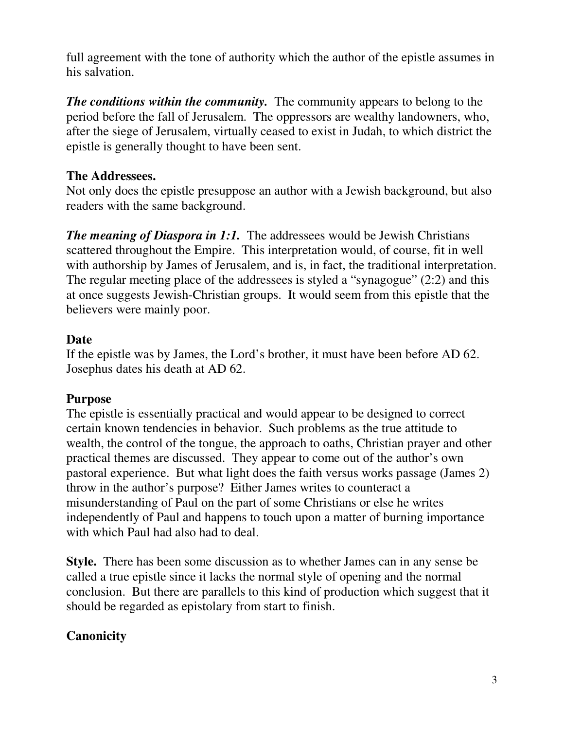full agreement with the tone of authority which the author of the epistle assumes in his salvation.

***The conditions within the community.*** The community appears to belong to the period before the fall of Jerusalem. The oppressors are wealthy landowners, who, after the siege of Jerusalem, virtually ceased to exist in Judah, to which district the epistle is generally thought to have been sent.

## The Addressees.

Not only does the epistle presuppose an author with a Jewish background, but also readers with the same background.

***The meaning of Diaspora in 1:1.*** The addressees would be Jewish Christians scattered throughout the Empire. This interpretation would, of course, fit in well with authorship by James of Jerusalem, and is, in fact, the traditional interpretation. The regular meeting place of the addressees is styled a "synagogue" (2:2) and this at once suggests Jewish-Christian groups. It would seem from this epistle that the believers were mainly poor.

## Date

If the epistle was by James, the Lord's brother, it must have been before AD 62. Josephus dates his death at AD 62.

## Purpose

The epistle is essentially practical and would appear to be designed to correct certain known tendencies in behavior. Such problems as the true attitude to wealth, the control of the tongue, the approach to oaths, Christian prayer and other practical themes are discussed. They appear to come out of the author's own pastoral experience. But what light does the faith versus works passage (James 2) throw in the author's purpose? Either James writes to counteract a misunderstanding of Paul on the part of some Christians or else he writes independently of Paul and happens to touch upon a matter of burning importance with which Paul had also had to deal.

**Style.** There has been some discussion as to whether James can in any sense be called a true epistle since it lacks the normal style of opening and the normal conclusion. But there are parallels to this kind of production which suggest that it should be regarded as epistolary from start to finish.

## Canonicity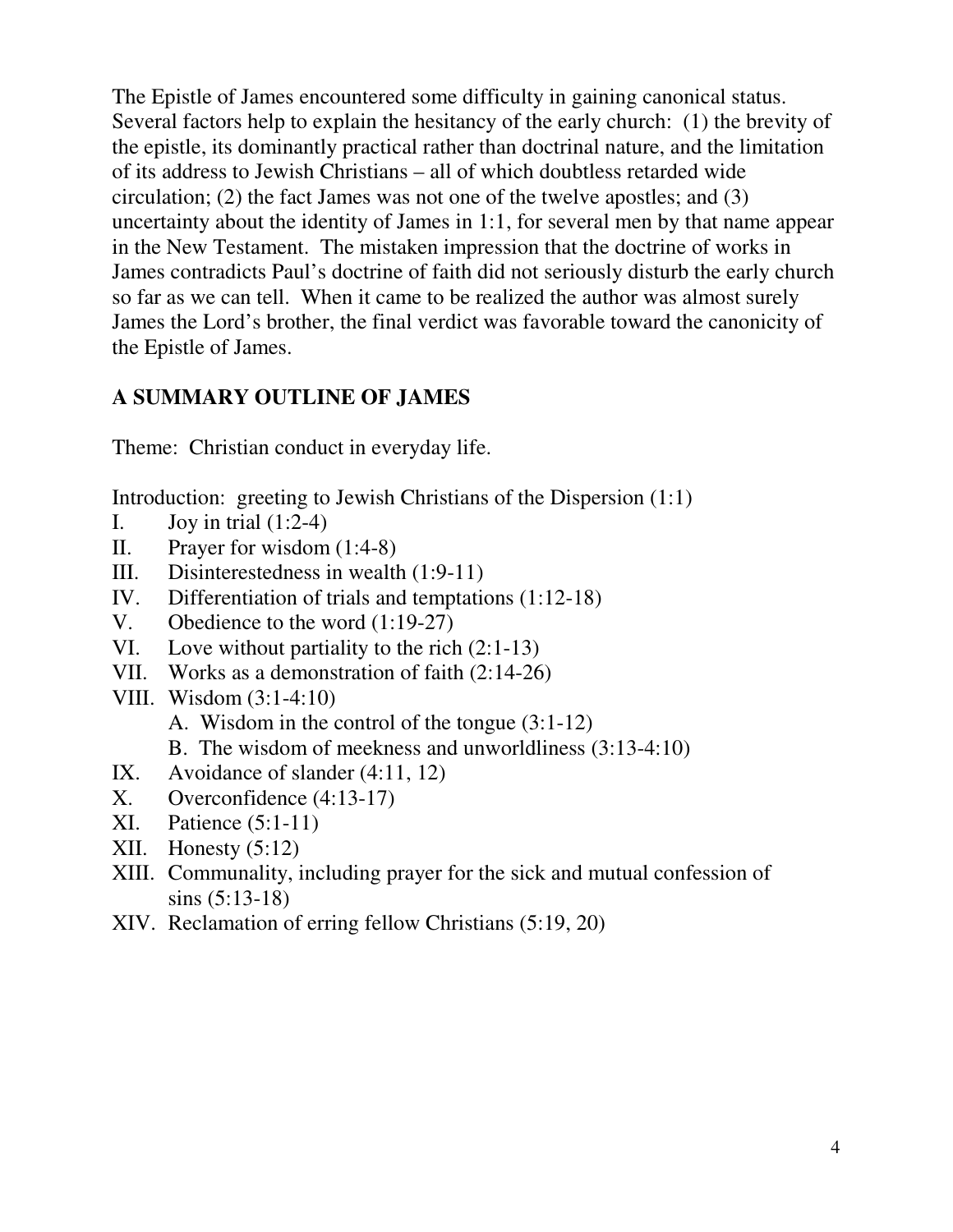The Epistle of James encountered some difficulty in gaining canonical status. Several factors help to explain the hesitancy of the early church: (1) the brevity of the epistle, its dominantly practical rather than doctrinal nature, and the limitation of its address to Jewish Christians – all of which doubtless retarded wide circulation; (2) the fact James was not one of the twelve apostles; and (3) uncertainty about the identity of James in 1:1, for several men by that name appear in the New Testament. The mistaken impression that the doctrine of works in James contradicts Paul's doctrine of faith did not seriously disturb the early church so far as we can tell. When it came to be realized the author was almost surely James the Lord's brother, the final verdict was favorable toward the canonicity of the Epistle of James.

## A SUMMARY OUTLINE OF JAMES

Theme: Christian conduct in everyday life.

Introduction: greeting to Jewish Christians of the Dispersion (1:1)

- I. Joy in trial (1:2-4)
- II. Prayer for wisdom (1:4-8)
- III. Disinterestedness in wealth (1:9-11)
- IV. Differentiation of trials and temptations (1:12-18)
- V. Obedience to the word (1:19-27)
- VI. Love without partiality to the rich (2:1-13)
- VII. Works as a demonstration of faith (2:14-26)
- VIII. Wisdom (3:1-4:10)
  - A. Wisdom in the control of the tongue (3:1-12)
  - B. The wisdom of meekness and unworldliness (3:13-4:10)
- IX. Avoidance of slander (4:11, 12)
- X. Overconfidence (4:13-17)
- XI. Patience (5:1-11)
- XII. Honesty (5:12)
- XIII. Communality, including prayer for the sick and mutual confession of sins (5:13-18)
- XIV. Reclamation of erring fellow Christians (5:19, 20)